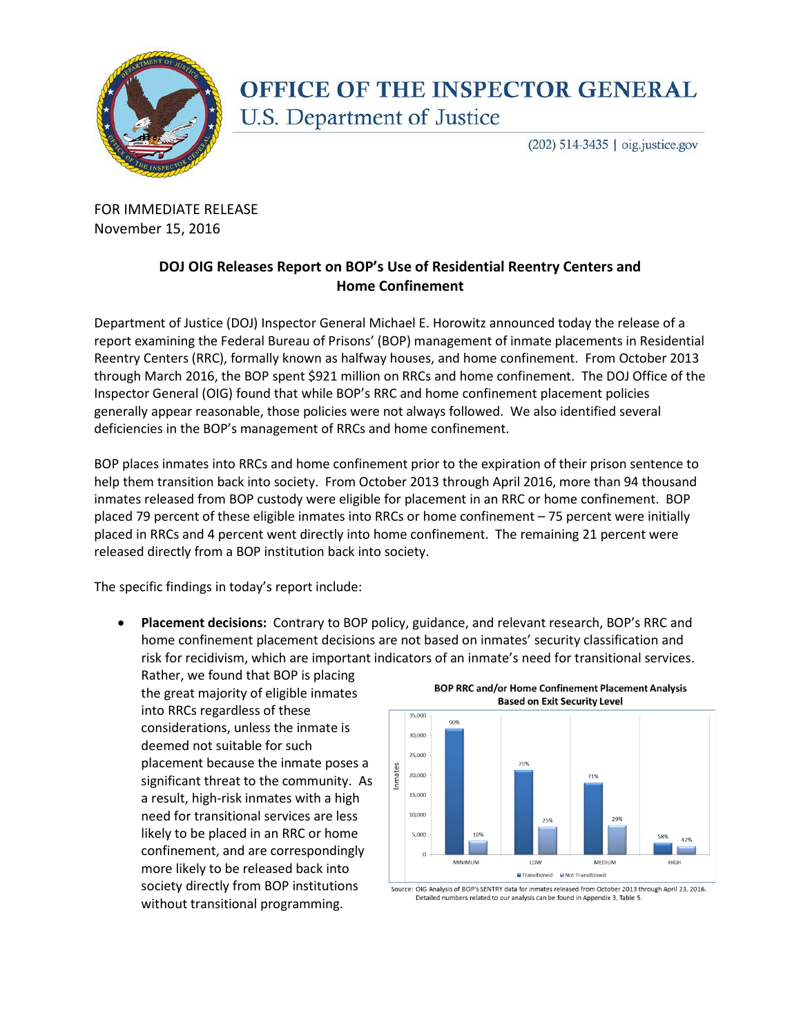# OFFICE OF THE INSPECTOR GENERAL

U.S. Department of Justice

(202) 514-3435 | oig.justice.gov

FOR IMMEDIATE RELEASE
November 15, 2016

## DOJ OIG Releases Report on BOP's Use of Residential Reentry Centers and Home Confinement

Department of Justice (DOJ) Inspector General Michael E. Horowitz announced today the release of a report examining the Federal Bureau of Prisons' (BOP) management of inmate placements in Residential Reentry Centers (RRC), formally known as halfway houses, and home confinement. From October 2013 through March 2016, the BOP spent $921 million on RRCs and home confinement. The DOJ Office of the Inspector General (OIG) found that while BOP's RRC and home confinement placement policies generally appear reasonable, those policies were not always followed. We also identified several deficiencies in the BOP's management of RRCs and home confinement.

BOP places inmates into RRCs and home confinement prior to the expiration of their prison sentence to help them transition back into society. From October 2013 through April 2016, more than 94 thousand inmates released from BOP custody were eligible for placement in an RRC or home confinement. BOP placed 79 percent of these eligible inmates into RRCs or home confinement – 75 percent were initially placed in RRCs and 4 percent went directly into home confinement. The remaining 21 percent were released directly from a BOP institution back into society.

The specific findings in today's report include:

- **Placement decisions:** Contrary to BOP policy, guidance, and relevant research, BOP's RRC and home confinement placement decisions are not based on inmates' security classification and risk for recidivism, which are important indicators of an inmate's need for transitional services. Rather, we found that BOP is placing the great majority of eligible inmates into RRCs regardless of these considerations, unless the inmate is deemed not suitable for such placement because the inmate poses a significant threat to the community. As a result, high-risk inmates with a high need for transitional services are less likely to be placed in an RRC or home confinement, and are correspondingly more likely to be released back into society directly from BOP institutions without transitional programming.

**BOP RRC and/or Home Confinement Placement Analysis Based on Exit Security Level**

| Exit Security Level | Transitioned | Not Transitioned |
|---|---|---|
| MINIMUM | 90% | 10% |
| LOW | 75% | 25% |
| MEDIUM | 71% | 29% |
| HIGH | 58% | 42% |

Source: OIG Analysis of BOP's SENTRY data for inmates released from October 2013 through April 23, 2016. Detailed numbers related to our analysis can be found in Appendix 3, Table 5.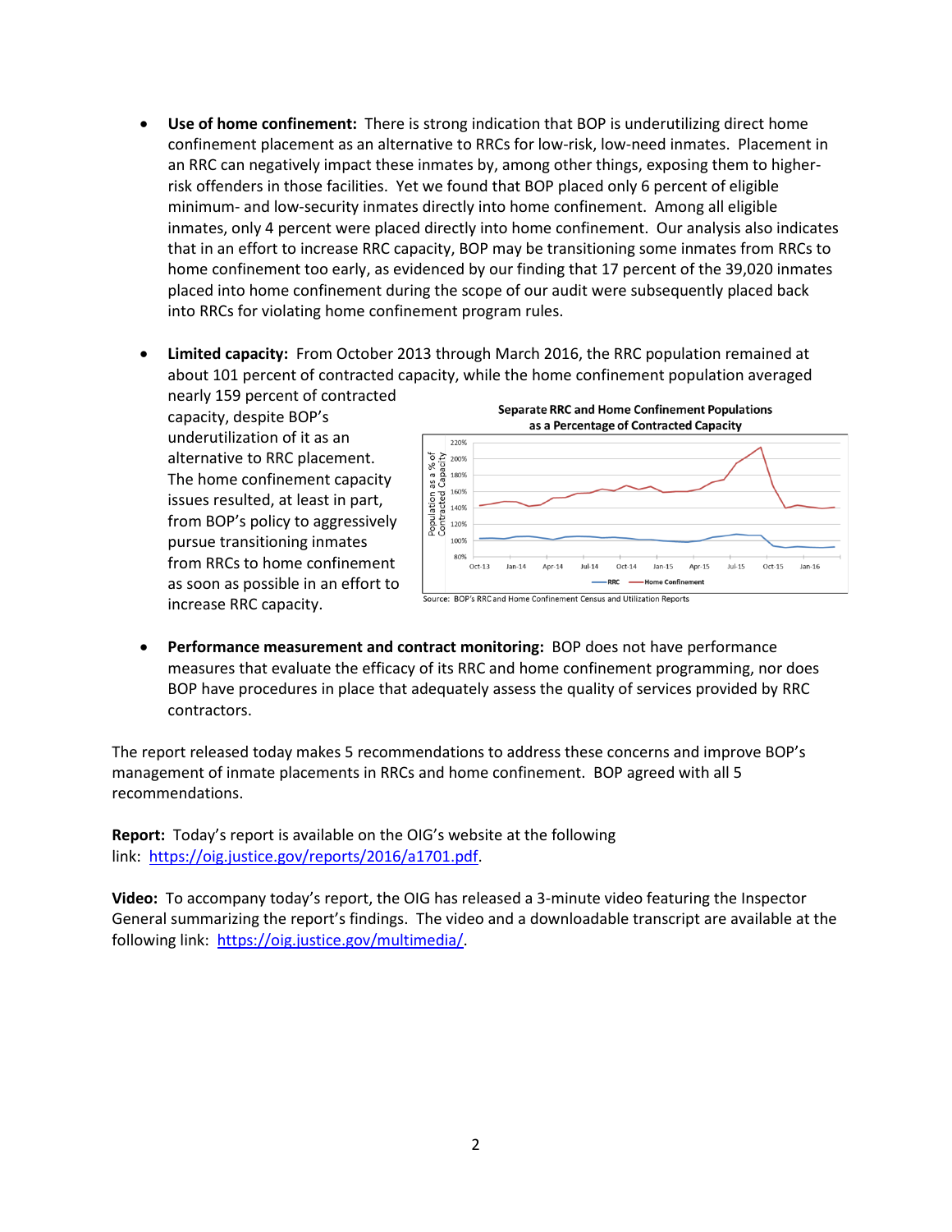- **Use of home confinement:** There is strong indication that BOP is underutilizing direct home confinement placement as an alternative to RRCs for low-risk, low-need inmates. Placement in an RRC can negatively impact these inmates by, among other things, exposing them to higher-risk offenders in those facilities. Yet we found that BOP placed only 6 percent of eligible minimum- and low-security inmates directly into home confinement. Among all eligible inmates, only 4 percent were placed directly into home confinement. Our analysis also indicates that in an effort to increase RRC capacity, BOP may be transitioning some inmates from RRCs to home confinement too early, as evidenced by our finding that 17 percent of the 39,020 inmates placed into home confinement during the scope of our audit were subsequently placed back into RRCs for violating home confinement program rules.

- **Limited capacity:** From October 2013 through March 2016, the RRC population remained at about 101 percent of contracted capacity, while the home confinement population averaged nearly 159 percent of contracted capacity, despite BOP's underutilization of it as an alternative to RRC placement. The home confinement capacity issues resulted, at least in part, from BOP's policy to aggressively pursue transitioning inmates from RRCs to home confinement as soon as possible in an effort to increase RRC capacity.

Separate RRC and Home Confinement Populations as a Percentage of Contracted Capacity

Population as a % of Contracted Capacity

220%
200%
180%
160%
140%
120%
100%
80%

Oct-13 Jan-14 Apr-14 Jul-14 Oct-14 Jan-15 Apr-15 Jul-15 Oct-15 Jan-16

RRC
Home Confinement

Source: BOP's RRC and Home Confinement Census and Utilization Reports

- **Performance measurement and contract monitoring:** BOP does not have performance measures that evaluate the efficacy of its RRC and home confinement programming, nor does BOP have procedures in place that adequately assess the quality of services provided by RRC contractors.

The report released today makes 5 recommendations to address these concerns and improve BOP's management of inmate placements in RRCs and home confinement. BOP agreed with all 5 recommendations.

**Report:** Today's report is available on the OIG's website at the following link: [https://oig.justice.gov/reports/2016/a1701.pdf](https://oig.justice.gov/reports/2016/a1701.pdf).

**Video:** To accompany today's report, the OIG has released a 3-minute video featuring the Inspector General summarizing the report's findings. The video and a downloadable transcript are available at the following link: [https://oig.justice.gov/multimedia/](https://oig.justice.gov/multimedia/).